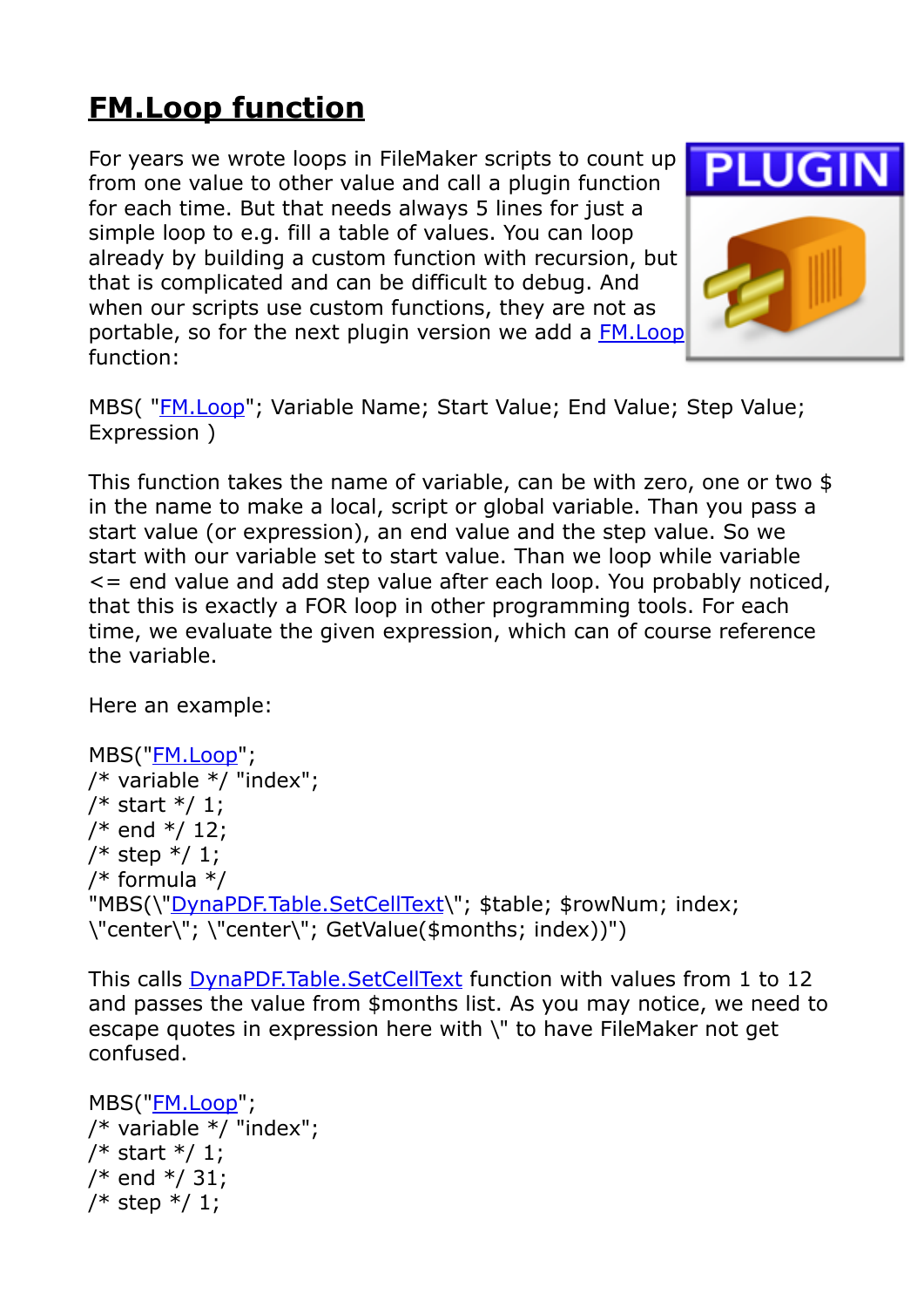# FM.Loop function

For years we wrote loops in FileMaker scripts to count up from one value to other value and call a plugin function for each time. But that needs always 5 lines for just a simple loop to e.g. fill a table of values. You can loop already by building a custom function with recursion, but that is complicated and can be difficult to debug. And when our scripts use custom functions, they are not as portable, so for the next plugin version we add a FM.Loop function:

MBS( "FM.Loop"; Variable Name; Start Value; End Value; Step Value; Expression )

This function takes the name of variable, can be with zero, one or two $ in the name to make a local, script or global variable. Than you pass a start value (or expression), an end value and the step value. So we start with our variable set to start value. Than we loop while variable <= end value and add step value after each loop. You probably noticed, that this is exactly a FOR loop in other programming tools. For each time, we evaluate the given expression, which can of course reference the variable.

Here an example:

```
MBS("FM.Loop";
/* variable */ "index";
/* start */ 1;
/* end */ 12;
/* step */ 1;
/* formula */
"MBS(\"DynaPDF.Table.SetCellText\"; $table; $rowNum; index;
\"center\"; \"center\"; GetValue($months; index))")
```

This calls DynaPDF.Table.SetCellText function with values from 1 to 12 and passes the value from $months list. As you may notice, we need to escape quotes in expression here with \" to have FileMaker not get confused.

```
MBS("FM.Loop";
/* variable */ "index";
/* start */ 1;
/* end */ 31;
/* step */ 1;
```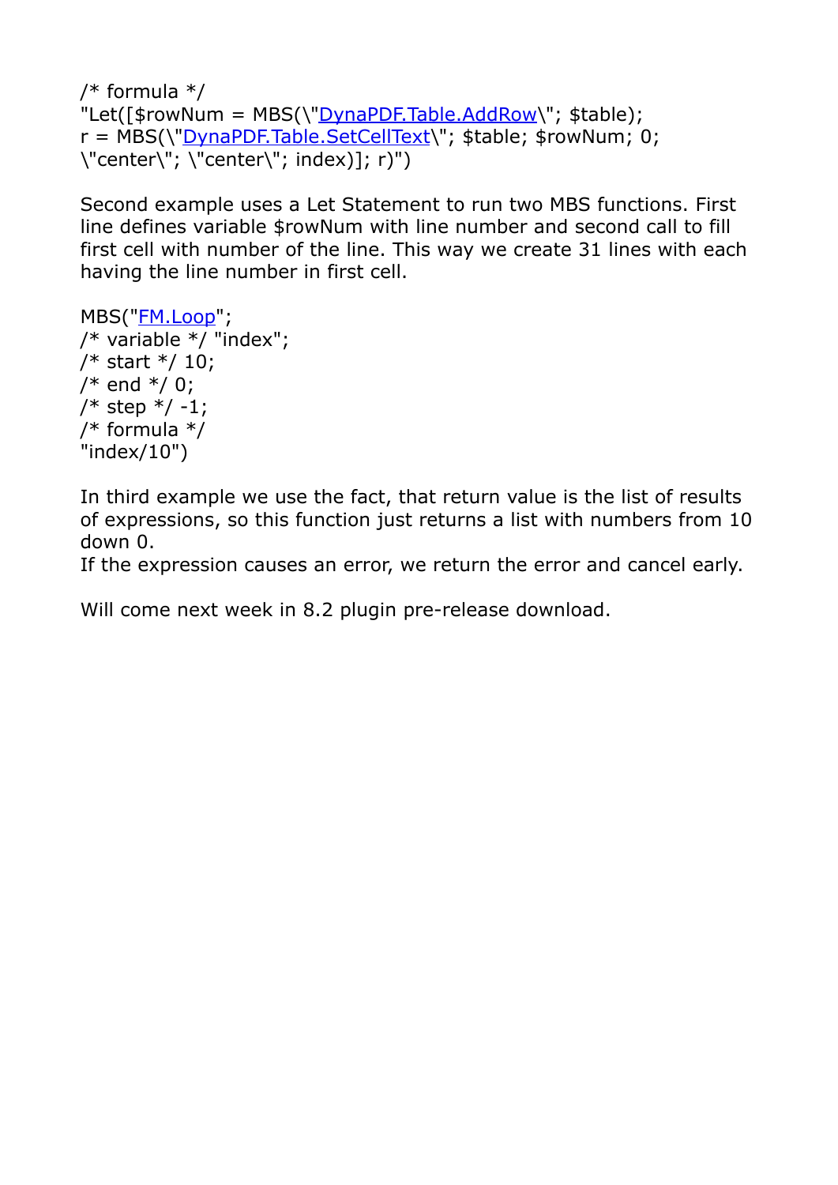```
/* formula */
"Let([$rowNum = MBS(\"DynaPDF.Table.AddRow\"; $table);
r = MBS(\"DynaPDF.Table.SetCellText\"; $table; $rowNum; 0;
\"center\"; \"center\"; index)]; r)")
```

Second example uses a Let Statement to run two MBS functions. First line defines variable $rowNum with line number and second call to fill first cell with number of the line. This way we create 31 lines with each having the line number in first cell.

```
MBS("FM.Loop";
/* variable */ "index";
/* start */ 10;
/* end */ 0;
/* step */ -1;
/* formula */
"index/10")
```

In third example we use the fact, that return value is the list of results of expressions, so this function just returns a list with numbers from 10 down 0.
If the expression causes an error, we return the error and cancel early.

Will come next week in 8.2 plugin pre-release download.